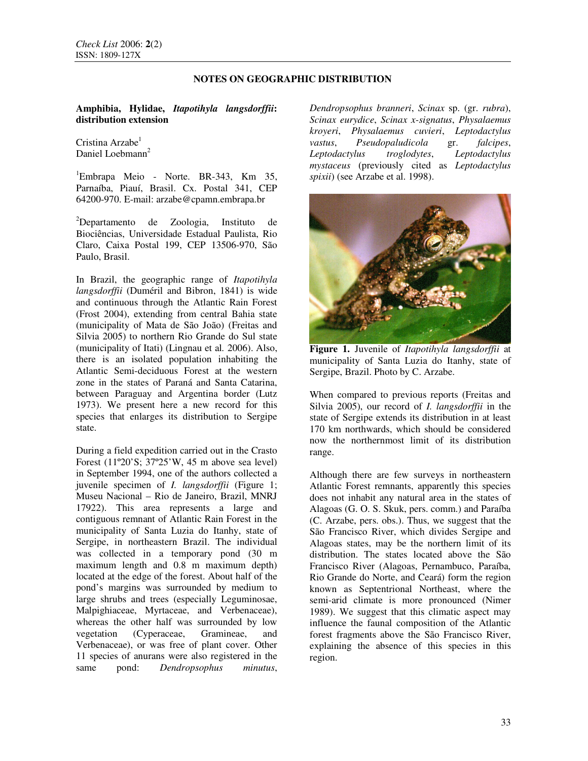## NOTES ON GEOGRAPHIC DISTRIBUTION

**Amphibia, Hylidae, *Itapotihyla langsdorffii*: distribution extension**

Cristina Arzabe[1]
Daniel Loebmann[2]

[1]Embrapa Meio - Norte. BR-343, Km 35, Parnaíba, Piauí, Brasil. Cx. Postal 341, CEP 64200-970. E-mail: arzabe@cpamn.embrapa.br

[2]Departamento de Zoologia, Instituto de Biociências, Universidade Estadual Paulista, Rio Claro, Caixa Postal 199, CEP 13506-970, São Paulo, Brasil.

In Brazil, the geographic range of *Itapotihyla langsdorffii* (Duméril and Bibron, 1841) is wide and continuous through the Atlantic Rain Forest (Frost 2004), extending from central Bahia state (municipality of Mata de São João) (Freitas and Silvia 2005) to northern Rio Grande do Sul state (municipality of Itati) (Lingnau et al. 2006). Also, there is an isolated population inhabiting the Atlantic Semi-deciduous Forest at the western zone in the states of Paraná and Santa Catarina, between Paraguay and Argentina border (Lutz 1973). We present here a new record for this species that enlarges its distribution to Sergipe state.

During a field expedition carried out in the Crasto Forest (11º20'S; 37º25'W, 45 m above sea level) in September 1994, one of the authors collected a juvenile specimen of *I. langsdorffii* (Figure 1; Museu Nacional – Rio de Janeiro, Brazil, MNRJ 17922). This area represents a large and contiguous remnant of Atlantic Rain Forest in the municipality of Santa Luzia do Itanhy, state of Sergipe, in northeastern Brazil. The individual was collected in a temporary pond (30 m maximum length and 0.8 m maximum depth) located at the edge of the forest. About half of the pond's margins was surrounded by medium to large shrubs and trees (especially Leguminosae, Malpighiaceae, Myrtaceae, and Verbenaceae), whereas the other half was surrounded by low vegetation (Cyperaceae, Gramineae, and Verbenaceae), or was free of plant cover. Other 11 species of anurans were also registered in the same pond: *Dendropsophus minutus*, *Dendropsophus branneri*, *Scinax* sp. (gr. *rubra*), *Scinax eurydice*, *Scinax x-signatus*, *Physalaemus kroyeri*, *Physalaemus cuvieri*, *Leptodactylus vastus*, *Pseudopaludicola* gr. *falcipes*, *Leptodactylus troglodytes*, *Leptodactylus mystaceus* (previously cited as *Leptodactylus spixii*) (see Arzabe et al. 1998).

**Figure 1.** Juvenile of *Itapotihyla langsdorffii* at municipality of Santa Luzia do Itanhy, state of Sergipe, Brazil. Photo by C. Arzabe.

When compared to previous reports (Freitas and Silvia 2005), our record of *I. langsdorffii* in the state of Sergipe extends its distribution in at least 170 km northwards, which should be considered now the northernmost limit of its distribution range.

Although there are few surveys in northeastern Atlantic Forest remnants, apparently this species does not inhabit any natural area in the states of Alagoas (G. O. S. Skuk, pers. comm.) and Paraíba (C. Arzabe, pers. obs.). Thus, we suggest that the São Francisco River, which divides Sergipe and Alagoas states, may be the northern limit of its distribution. The states located above the São Francisco River (Alagoas, Pernambuco, Paraíba, Rio Grande do Norte, and Ceará) form the region known as Septentrional Northeast, where the semi-arid climate is more pronounced (Nimer 1989). We suggest that this climatic aspect may influence the faunal composition of the Atlantic forest fragments above the São Francisco River, explaining the absence of this species in this region.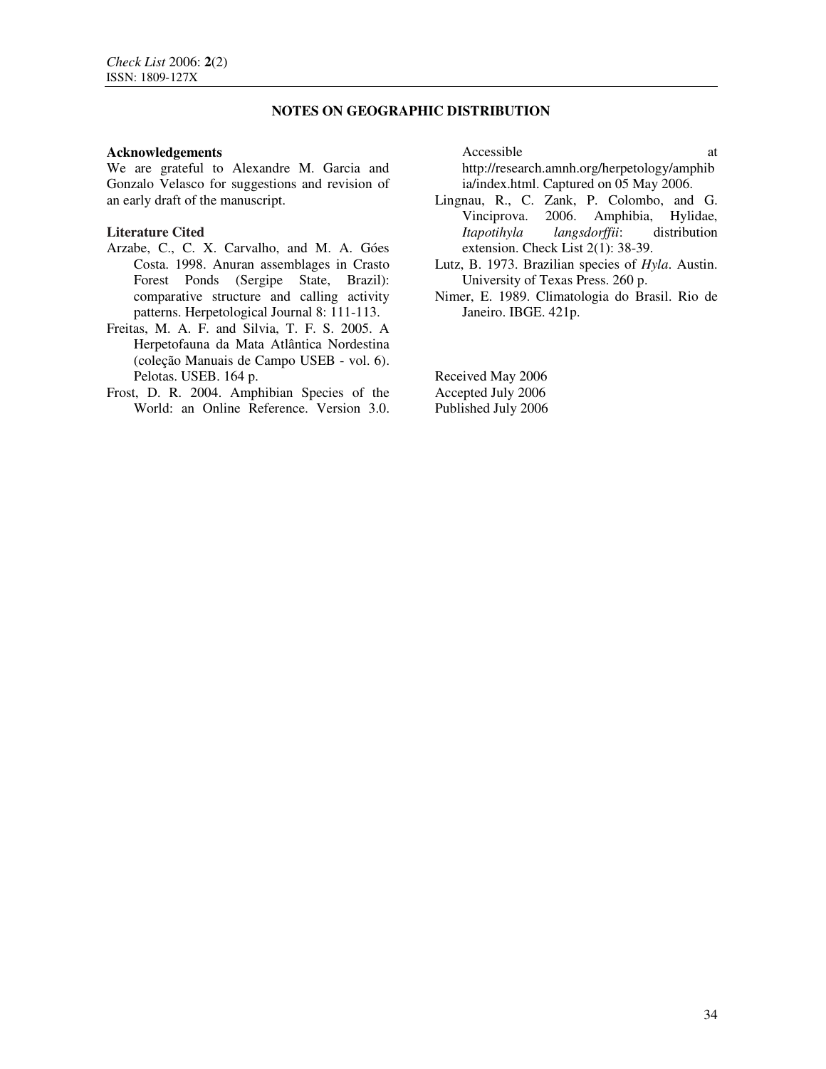**NOTES ON GEOGRAPHIC DISTRIBUTION**

**Acknowledgements**

We are grateful to Alexandre M. Garcia and Gonzalo Velasco for suggestions and revision of an early draft of the manuscript.

**Literature Cited**

Arzabe, C., C. X. Carvalho, and M. A. Góes Costa. 1998. Anuran assemblages in Crasto Forest Ponds (Sergipe State, Brazil): comparative structure and calling activity patterns. Herpetological Journal 8: 111-113.

Freitas, M. A. F. and Silvia, T. F. S. 2005. A Herpetofauna da Mata Atlântica Nordestina (coleção Manuais de Campo USEB - vol. 6). Pelotas. USEB. 164 p.

Frost, D. R. 2004. Amphibian Species of the World: an Online Reference. Version 3.0. Accessible at http://research.amnh.org/herpetology/amphibia/index.html. Captured on 05 May 2006.

Lingnau, R., C. Zank, P. Colombo, and G. Vinciprova. 2006. Amphibia, Hylidae, *Itapotihyla langsdorffii*: distribution extension. Check List 2(1): 38-39.

Lutz, B. 1973. Brazilian species of *Hyla*. Austin. University of Texas Press. 260 p.

Nimer, E. 1989. Climatologia do Brasil. Rio de Janeiro. IBGE. 421p.

Received May 2006
Accepted July 2006
Published July 2006